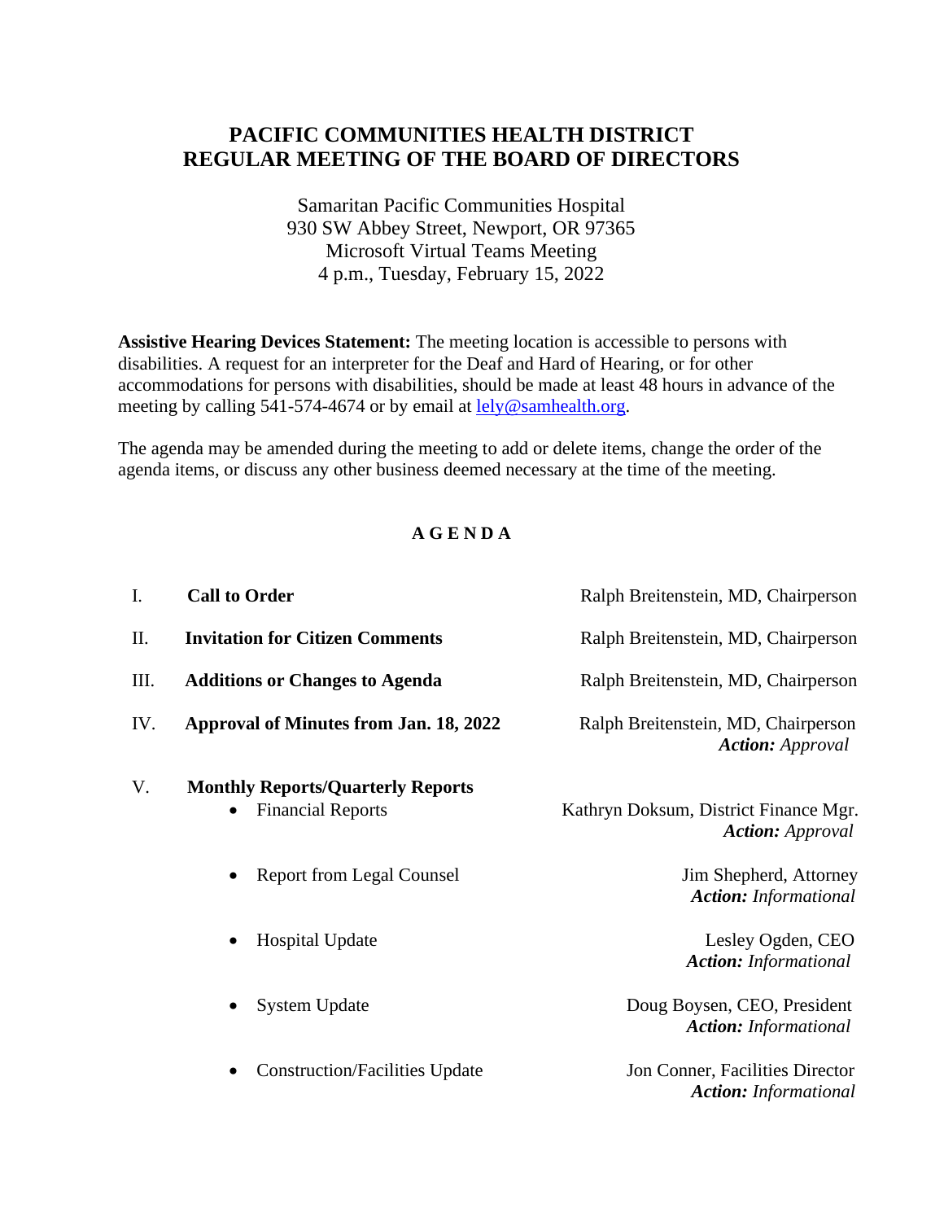# PACIFIC COMMUNITIES HEALTH DISTRICT
# REGULAR MEETING OF THE BOARD OF DIRECTORS

Samaritan Pacific Communities Hospital
930 SW Abbey Street, Newport, OR 97365
Microsoft Virtual Teams Meeting
4 p.m., Tuesday, February 15, 2022

**Assistive Hearing Devices Statement:** The meeting location is accessible to persons with disabilities. A request for an interpreter for the Deaf and Hard of Hearing, or for other accommodations for persons with disabilities, should be made at least 48 hours in advance of the meeting by calling 541-574-4674 or by email at lely@samhealth.org.

The agenda may be amended during the meeting to add or delete items, change the order of the agenda items, or discuss any other business deemed necessary at the time of the meeting.

## A G E N D A

I. **Call to Order** — Ralph Breitenstein, MD, Chairperson

II. **Invitation for Citizen Comments** — Ralph Breitenstein, MD, Chairperson

III. **Additions or Changes to Agenda** — Ralph Breitenstein, MD, Chairperson

IV. **Approval of Minutes from Jan. 18, 2022** — Ralph Breitenstein, MD, Chairperson
***Action:*** *Approval*

V. **Monthly Reports/Quarterly Reports**

- Financial Reports — Kathryn Doksum, District Finance Mgr.
  ***Action:*** *Approval*

- Report from Legal Counsel — Jim Shepherd, Attorney
  ***Action:*** *Informational*

- Hospital Update — Lesley Ogden, CEO
  ***Action:*** *Informational*

- System Update — Doug Boysen, CEO, President
  ***Action:*** *Informational*

- Construction/Facilities Update — Jon Conner, Facilities Director
  ***Action:*** *Informational*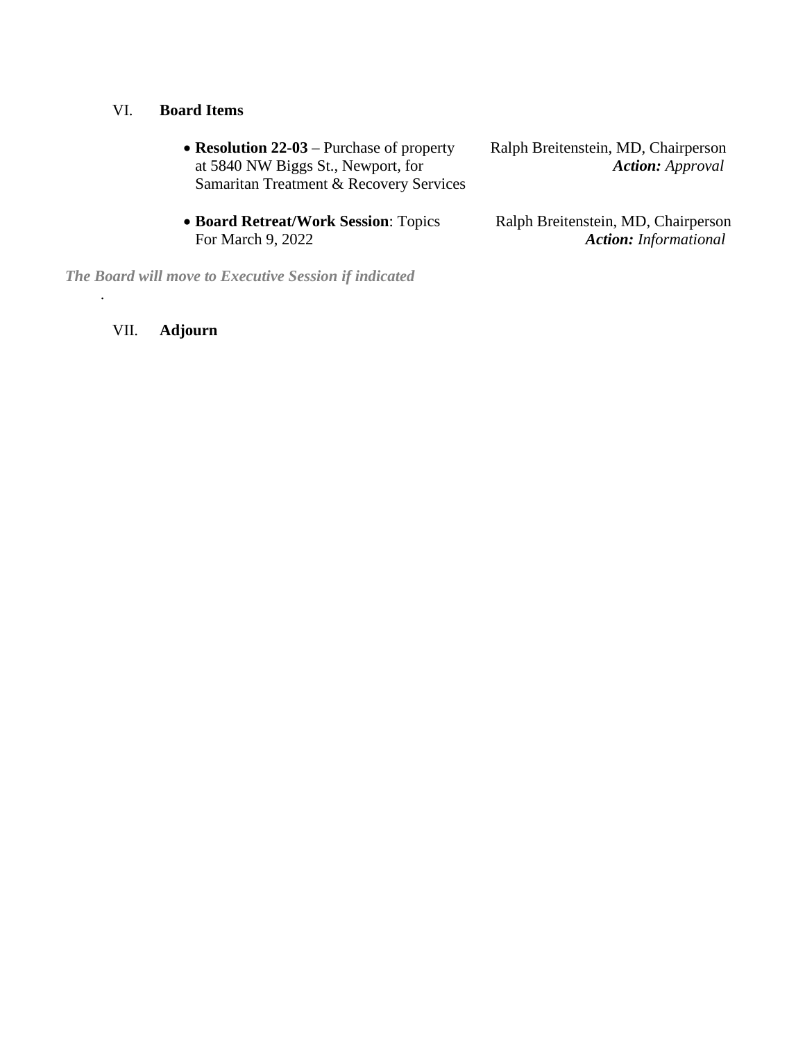VI. **Board Items**

- **Resolution 22-03** – Purchase of property at 5840 NW Biggs St., Newport, for Samaritan Treatment & Recovery Services
  Ralph Breitenstein, MD, Chairperson
  ***Action:*** *Approval*

- **Board Retreat/Work Session**: Topics For March 9, 2022
  Ralph Breitenstein, MD, Chairperson
  ***Action:*** *Informational*

***The Board will move to Executive Session if indicated***

.

VII. **Adjourn**